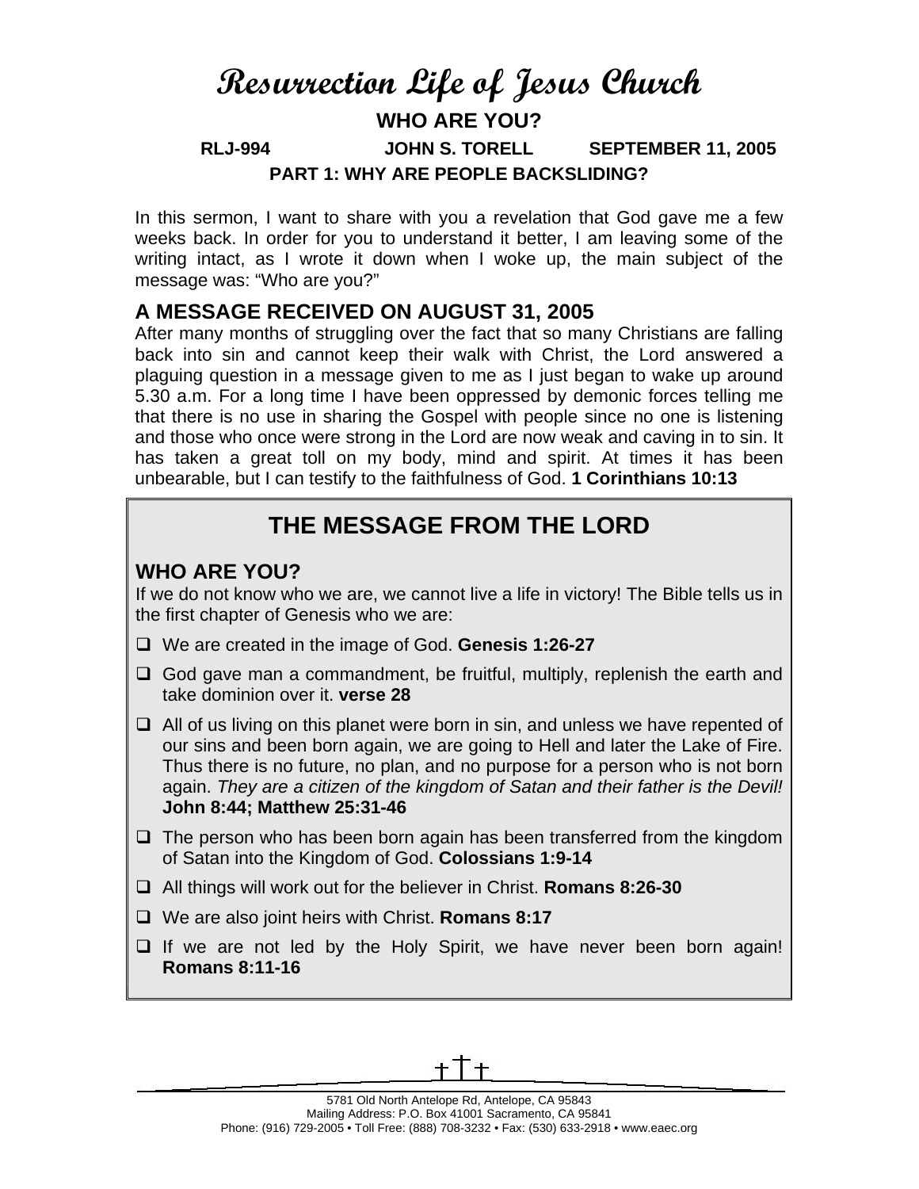# Resurrection Life of Jesus Church

## WHO ARE YOU?

**RLJ-994 JOHN S. TORELL SEPTEMBER 11, 2005**

**PART 1: WHY ARE PEOPLE BACKSLIDING?**

In this sermon, I want to share with you a revelation that God gave me a few weeks back. In order for you to understand it better, I am leaving some of the writing intact, as I wrote it down when I woke up, the main subject of the message was: "Who are you?"

## A MESSAGE RECEIVED ON AUGUST 31, 2005

After many months of struggling over the fact that so many Christians are falling back into sin and cannot keep their walk with Christ, the Lord answered a plaguing question in a message given to me as I just began to wake up around 5.30 a.m. For a long time I have been oppressed by demonic forces telling me that there is no use in sharing the Gospel with people since no one is listening and those who once were strong in the Lord are now weak and caving in to sin. It has taken a great toll on my body, mind and spirit. At times it has been unbearable, but I can testify to the faithfulness of God. **1 Corinthians 10:13**

## THE MESSAGE FROM THE LORD

### WHO ARE YOU?

If we do not know who we are, we cannot live a life in victory! The Bible tells us in the first chapter of Genesis who we are:

- We are created in the image of God. **Genesis 1:26-27**
- God gave man a commandment, be fruitful, multiply, replenish the earth and take dominion over it. **verse 28**
- All of us living on this planet were born in sin, and unless we have repented of our sins and been born again, we are going to Hell and later the Lake of Fire. Thus there is no future, no plan, and no purpose for a person who is not born again. *They are a citizen of the kingdom of Satan and their father is the Devil!* **John 8:44; Matthew 25:31-46**
- The person who has been born again has been transferred from the kingdom of Satan into the Kingdom of God. **Colossians 1:9-14**
- All things will work out for the believer in Christ. **Romans 8:26-30**
- We are also joint heirs with Christ. **Romans 8:17**
- If we are not led by the Holy Spirit, we have never been born again! **Romans 8:11-16**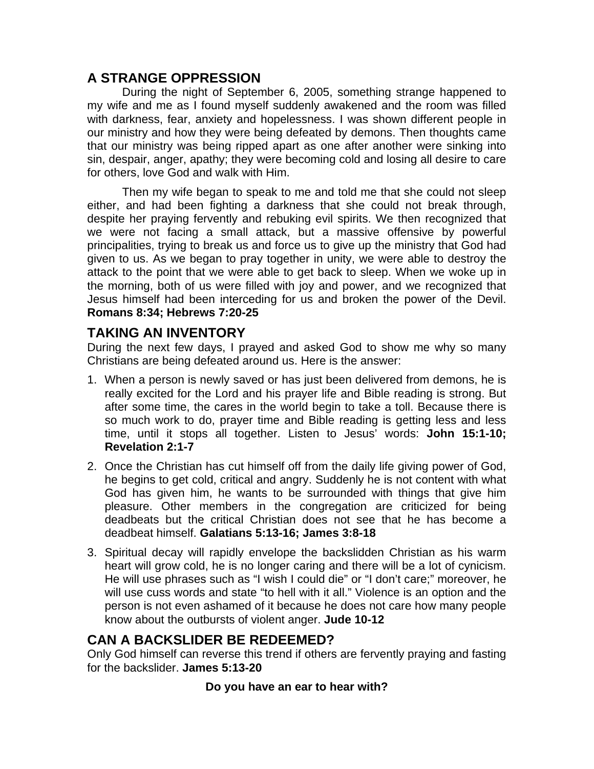## A STRANGE OPPRESSION

During the night of September 6, 2005, something strange happened to my wife and me as I found myself suddenly awakened and the room was filled with darkness, fear, anxiety and hopelessness. I was shown different people in our ministry and how they were being defeated by demons. Then thoughts came that our ministry was being ripped apart as one after another were sinking into sin, despair, anger, apathy; they were becoming cold and losing all desire to care for others, love God and walk with Him.

Then my wife began to speak to me and told me that she could not sleep either, and had been fighting a darkness that she could not break through, despite her praying fervently and rebuking evil spirits. We then recognized that we were not facing a small attack, but a massive offensive by powerful principalities, trying to break us and force us to give up the ministry that God had given to us. As we began to pray together in unity, we were able to destroy the attack to the point that we were able to get back to sleep. When we woke up in the morning, both of us were filled with joy and power, and we recognized that Jesus himself had been interceding for us and broken the power of the Devil. **Romans 8:34; Hebrews 7:20-25**

## TAKING AN INVENTORY

During the next few days, I prayed and asked God to show me why so many Christians are being defeated around us. Here is the answer:

1. When a person is newly saved or has just been delivered from demons, he is really excited for the Lord and his prayer life and Bible reading is strong. But after some time, the cares in the world begin to take a toll. Because there is so much work to do, prayer time and Bible reading is getting less and less time, until it stops all together. Listen to Jesus' words: **John 15:1-10; Revelation 2:1-7**

2. Once the Christian has cut himself off from the daily life giving power of God, he begins to get cold, critical and angry. Suddenly he is not content with what God has given him, he wants to be surrounded with things that give him pleasure. Other members in the congregation are criticized for being deadbeats but the critical Christian does not see that he has become a deadbeat himself. **Galatians 5:13-16; James 3:8-18**

3. Spiritual decay will rapidly envelope the backslidden Christian as his warm heart will grow cold, he is no longer caring and there will be a lot of cynicism. He will use phrases such as "I wish I could die" or "I don't care;" moreover, he will use cuss words and state "to hell with it all." Violence is an option and the person is not even ashamed of it because he does not care how many people know about the outbursts of violent anger. **Jude 10-12**

## CAN A BACKSLIDER BE REDEEMED?

Only God himself can reverse this trend if others are fervently praying and fasting for the backslider. **James 5:13-20**

**Do you have an ear to hear with?**